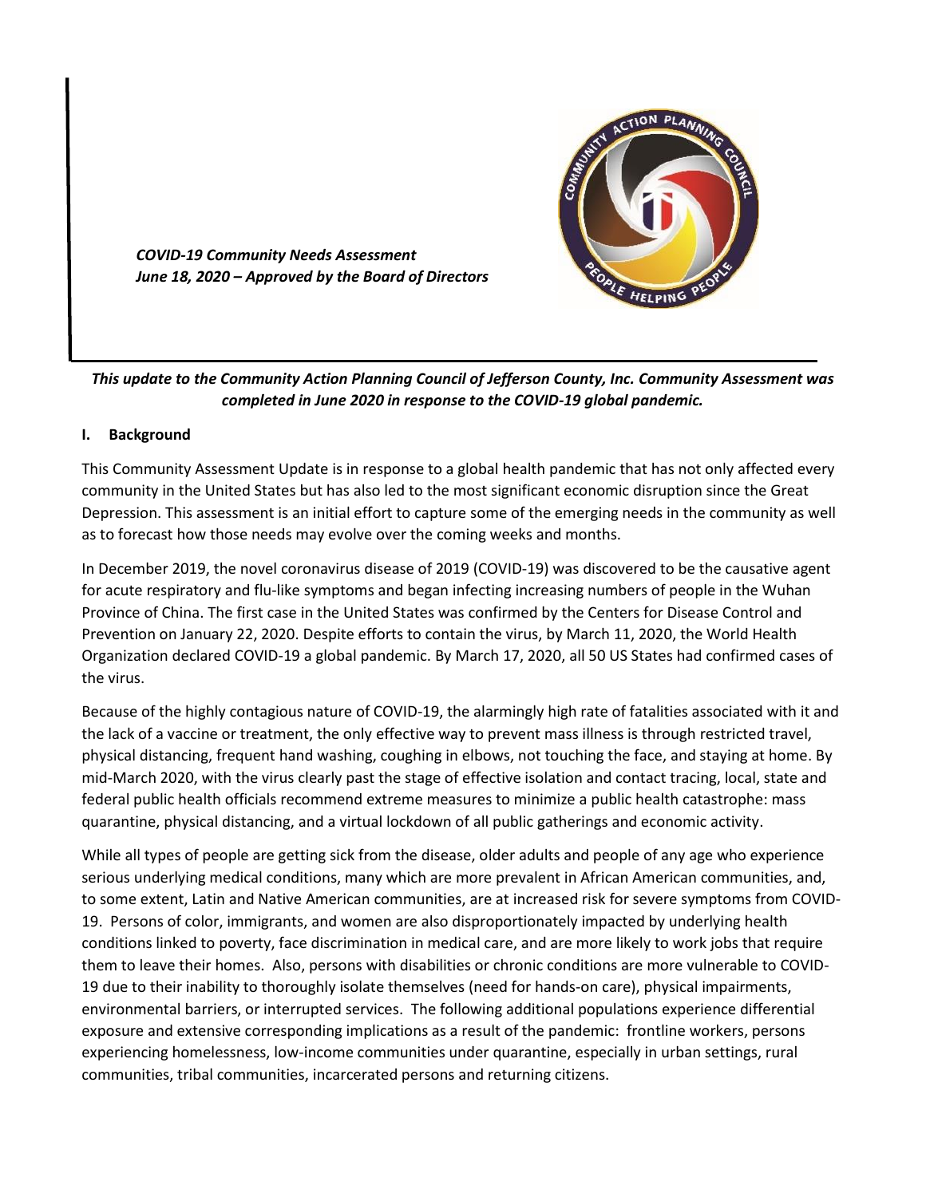*COVID-19 Community Needs Assessment*
*June 18, 2020 – Approved by the Board of Directors*

***This update to the Community Action Planning Council of Jefferson County, Inc. Community Assessment was completed in June 2020 in response to the COVID-19 global pandemic.***

## I. Background

This Community Assessment Update is in response to a global health pandemic that has not only affected every community in the United States but has also led to the most significant economic disruption since the Great Depression. This assessment is an initial effort to capture some of the emerging needs in the community as well as to forecast how those needs may evolve over the coming weeks and months.

In December 2019, the novel coronavirus disease of 2019 (COVID-19) was discovered to be the causative agent for acute respiratory and flu-like symptoms and began infecting increasing numbers of people in the Wuhan Province of China. The first case in the United States was confirmed by the Centers for Disease Control and Prevention on January 22, 2020. Despite efforts to contain the virus, by March 11, 2020, the World Health Organization declared COVID-19 a global pandemic. By March 17, 2020, all 50 US States had confirmed cases of the virus.

Because of the highly contagious nature of COVID-19, the alarmingly high rate of fatalities associated with it and the lack of a vaccine or treatment, the only effective way to prevent mass illness is through restricted travel, physical distancing, frequent hand washing, coughing in elbows, not touching the face, and staying at home. By mid-March 2020, with the virus clearly past the stage of effective isolation and contact tracing, local, state and federal public health officials recommend extreme measures to minimize a public health catastrophe: mass quarantine, physical distancing, and a virtual lockdown of all public gatherings and economic activity.

While all types of people are getting sick from the disease, older adults and people of any age who experience serious underlying medical conditions, many which are more prevalent in African American communities, and, to some extent, Latin and Native American communities, are at increased risk for severe symptoms from COVID-19. Persons of color, immigrants, and women are also disproportionately impacted by underlying health conditions linked to poverty, face discrimination in medical care, and are more likely to work jobs that require them to leave their homes. Also, persons with disabilities or chronic conditions are more vulnerable to COVID-19 due to their inability to thoroughly isolate themselves (need for hands-on care), physical impairments, environmental barriers, or interrupted services. The following additional populations experience differential exposure and extensive corresponding implications as a result of the pandemic: frontline workers, persons experiencing homelessness, low-income communities under quarantine, especially in urban settings, rural communities, tribal communities, incarcerated persons and returning citizens.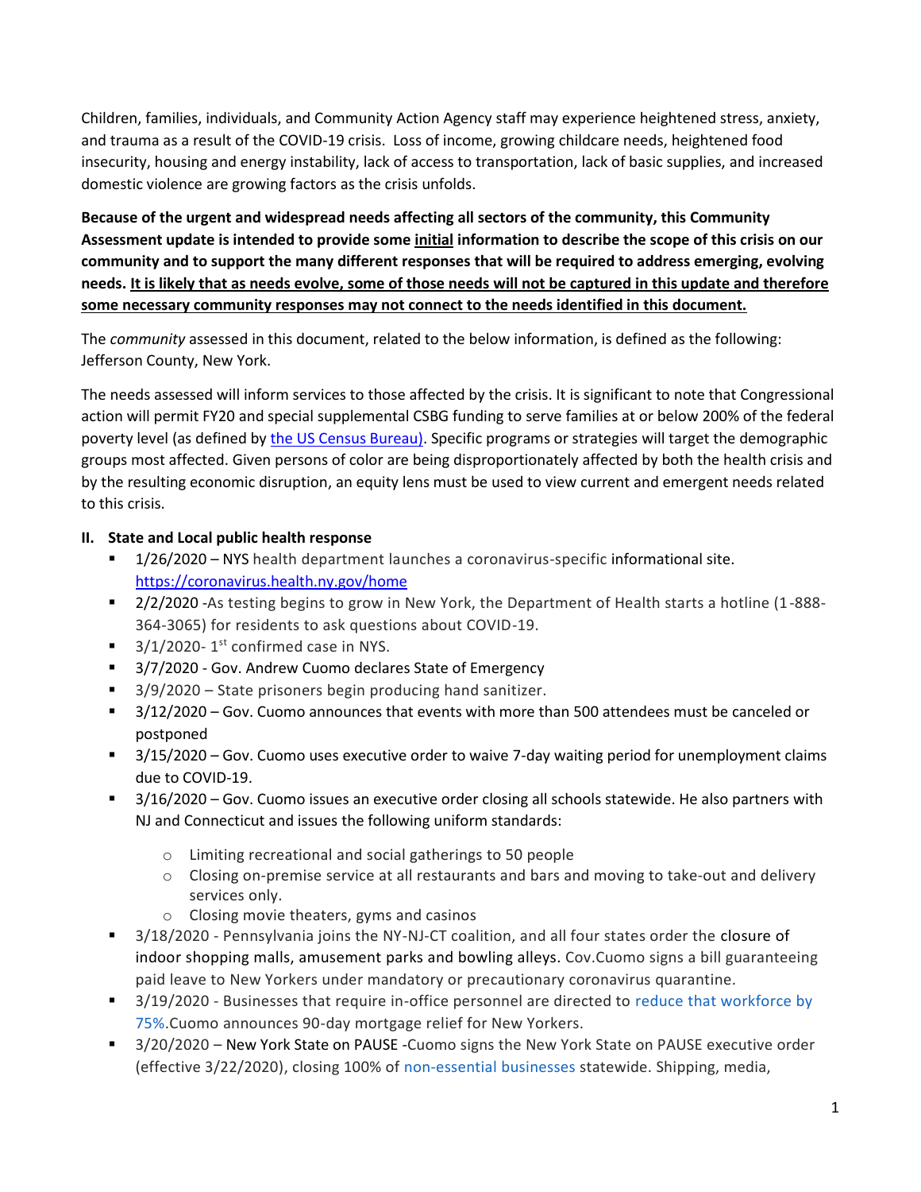Children, families, individuals, and Community Action Agency staff may experience heightened stress, anxiety, and trauma as a result of the COVID-19 crisis. Loss of income, growing childcare needs, heightened food insecurity, housing and energy instability, lack of access to transportation, lack of basic supplies, and increased domestic violence are growing factors as the crisis unfolds.

**Because of the urgent and widespread needs affecting all sectors of the community, this Community Assessment update is intended to provide some initial information to describe the scope of this crisis on our community and to support the many different responses that will be required to address emerging, evolving needs. It is likely that as needs evolve, some of those needs will not be captured in this update and therefore some necessary community responses may not connect to the needs identified in this document.**

The *community* assessed in this document, related to the below information, is defined as the following: Jefferson County, New York.

The needs assessed will inform services to those affected by the crisis. It is significant to note that Congressional action will permit FY20 and special supplemental CSBG funding to serve families at or below 200% of the federal poverty level (as defined by [the US Census Bureau)](). Specific programs or strategies will target the demographic groups most affected. Given persons of color are being disproportionately affected by both the health crisis and by the resulting economic disruption, an equity lens must be used to view current and emergent needs related to this crisis.

## II. State and Local public health response

- 1/26/2020 – NYS health department launches a coronavirus-specific informational site. https://coronavirus.health.ny.gov/home
- 2/2/2020 -As testing begins to grow in New York, the Department of Health starts a hotline (1-888-364-3065) for residents to ask questions about COVID-19.
- 3/1/2020- 1st confirmed case in NYS.
- 3/7/2020 - Gov. Andrew Cuomo declares State of Emergency
- 3/9/2020 – State prisoners begin producing hand sanitizer.
- 3/12/2020 – Gov. Cuomo announces that events with more than 500 attendees must be canceled or postponed
- 3/15/2020 – Gov. Cuomo uses executive order to waive 7-day waiting period for unemployment claims due to COVID-19.
- 3/16/2020 – Gov. Cuomo issues an executive order closing all schools statewide. He also partners with NJ and Connecticut and issues the following uniform standards:
  - Limiting recreational and social gatherings to 50 people
  - Closing on-premise service at all restaurants and bars and moving to take-out and delivery services only.
  - Closing movie theaters, gyms and casinos
- 3/18/2020 - Pennsylvania joins the NY-NJ-CT coalition, and all four states order the closure of indoor shopping malls, amusement parks and bowling alleys. Cov.Cuomo signs a bill guaranteeing paid leave to New Yorkers under mandatory or precautionary coronavirus quarantine.
- 3/19/2020 - Businesses that require in-office personnel are directed to reduce that workforce by 75%.Cuomo announces 90-day mortgage relief for New Yorkers.
- 3/20/2020 – New York State on PAUSE -Cuomo signs the New York State on PAUSE executive order (effective 3/22/2020), closing 100% of non-essential businesses statewide. Shipping, media,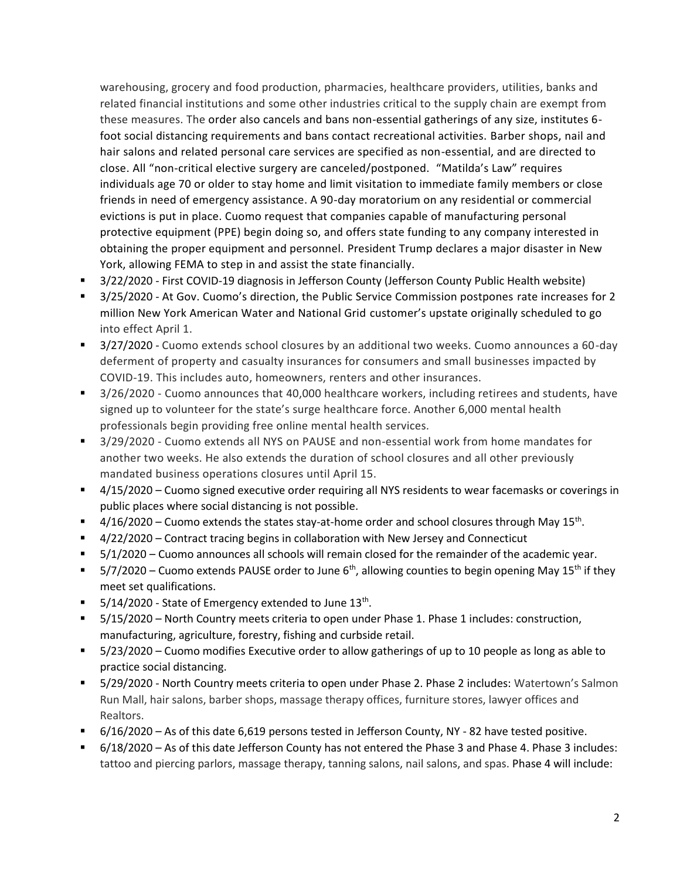warehousing, grocery and food production, pharmacies, healthcare providers, utilities, banks and related financial institutions and some other industries critical to the supply chain are exempt from these measures. The order also cancels and bans non-essential gatherings of any size, institutes 6-foot social distancing requirements and bans contact recreational activities. Barber shops, nail and hair salons and related personal care services are specified as non-essential, and are directed to close. All "non-critical elective surgery are canceled/postponed. "Matilda's Law" requires individuals age 70 or older to stay home and limit visitation to immediate family members or close friends in need of emergency assistance. A 90-day moratorium on any residential or commercial evictions is put in place. Cuomo request that companies capable of manufacturing personal protective equipment (PPE) begin doing so, and offers state funding to any company interested in obtaining the proper equipment and personnel. President Trump declares a major disaster in New York, allowing FEMA to step in and assist the state financially.

- 3/22/2020 - First COVID-19 diagnosis in Jefferson County (Jefferson County Public Health website)
- 3/25/2020 - At Gov. Cuomo's direction, the Public Service Commission postpones rate increases for 2 million New York American Water and National Grid customer's upstate originally scheduled to go into effect April 1.
- 3/27/2020 - Cuomo extends school closures by an additional two weeks. Cuomo announces a 60-day deferment of property and casualty insurances for consumers and small businesses impacted by COVID-19. This includes auto, homeowners, renters and other insurances.
- 3/26/2020 - Cuomo announces that 40,000 healthcare workers, including retirees and students, have signed up to volunteer for the state's surge healthcare force. Another 6,000 mental health professionals begin providing free online mental health services.
- 3/29/2020 - Cuomo extends all NYS on PAUSE and non-essential work from home mandates for another two weeks. He also extends the duration of school closures and all other previously mandated business operations closures until April 15.
- 4/15/2020 – Cuomo signed executive order requiring all NYS residents to wear facemasks or coverings in public places where social distancing is not possible.
- 4/16/2020 – Cuomo extends the states stay-at-home order and school closures through May 15th.
- 4/22/2020 – Contract tracing begins in collaboration with New Jersey and Connecticut
- 5/1/2020 – Cuomo announces all schools will remain closed for the remainder of the academic year.
- 5/7/2020 – Cuomo extends PAUSE order to June 6th, allowing counties to begin opening May 15th if they meet set qualifications.
- 5/14/2020 - State of Emergency extended to June 13th.
- 5/15/2020 – North Country meets criteria to open under Phase 1. Phase 1 includes: construction, manufacturing, agriculture, forestry, fishing and curbside retail.
- 5/23/2020 – Cuomo modifies Executive order to allow gatherings of up to 10 people as long as able to practice social distancing.
- 5/29/2020 - North Country meets criteria to open under Phase 2. Phase 2 includes: Watertown's Salmon Run Mall, hair salons, barber shops, massage therapy offices, furniture stores, lawyer offices and Realtors.
- 6/16/2020 – As of this date 6,619 persons tested in Jefferson County, NY - 82 have tested positive.
- 6/18/2020 – As of this date Jefferson County has not entered the Phase 3 and Phase 4. Phase 3 includes: tattoo and piercing parlors, massage therapy, tanning salons, nail salons, and spas. Phase 4 will include: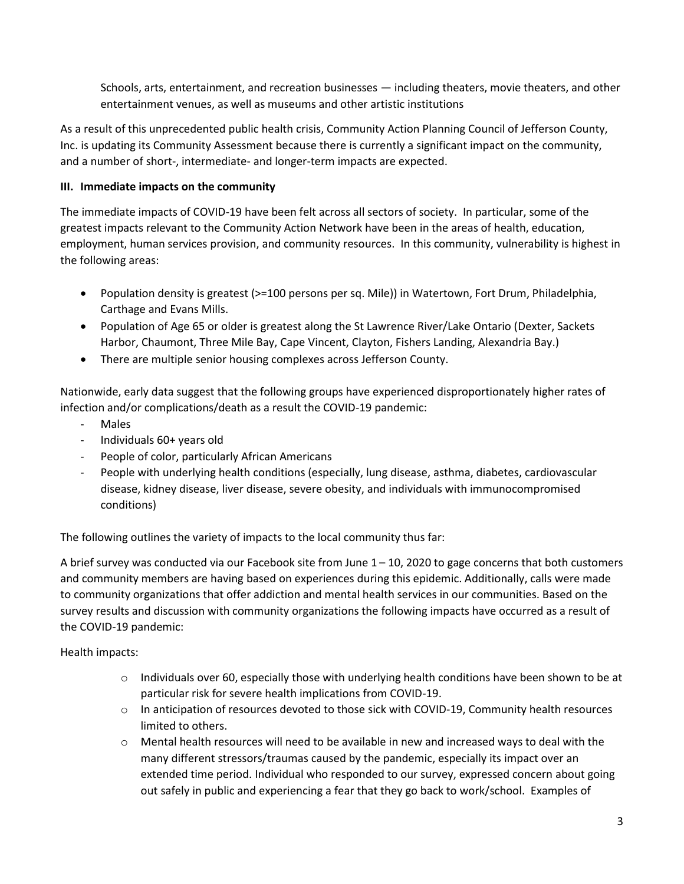Schools, arts, entertainment, and recreation businesses — including theaters, movie theaters, and other entertainment venues, as well as museums and other artistic institutions

As a result of this unprecedented public health crisis, Community Action Planning Council of Jefferson County, Inc. is updating its Community Assessment because there is currently a significant impact on the community, and a number of short-, intermediate- and longer-term impacts are expected.

### III. Immediate impacts on the community

The immediate impacts of COVID-19 have been felt across all sectors of society. In particular, some of the greatest impacts relevant to the Community Action Network have been in the areas of health, education, employment, human services provision, and community resources. In this community, vulnerability is highest in the following areas:

- Population density is greatest (>=100 persons per sq. Mile)) in Watertown, Fort Drum, Philadelphia, Carthage and Evans Mills.
- Population of Age 65 or older is greatest along the St Lawrence River/Lake Ontario (Dexter, Sackets Harbor, Chaumont, Three Mile Bay, Cape Vincent, Clayton, Fishers Landing, Alexandria Bay.)
- There are multiple senior housing complexes across Jefferson County.

Nationwide, early data suggest that the following groups have experienced disproportionately higher rates of infection and/or complications/death as a result the COVID-19 pandemic:

- Males
- Individuals 60+ years old
- People of color, particularly African Americans
- People with underlying health conditions (especially, lung disease, asthma, diabetes, cardiovascular disease, kidney disease, liver disease, severe obesity, and individuals with immunocompromised conditions)

The following outlines the variety of impacts to the local community thus far:

A brief survey was conducted via our Facebook site from June 1 – 10, 2020 to gage concerns that both customers and community members are having based on experiences during this epidemic. Additionally, calls were made to community organizations that offer addiction and mental health services in our communities. Based on the survey results and discussion with community organizations the following impacts have occurred as a result of the COVID-19 pandemic:

Health impacts:

- Individuals over 60, especially those with underlying health conditions have been shown to be at particular risk for severe health implications from COVID-19.
- In anticipation of resources devoted to those sick with COVID-19, Community health resources limited to others.
- Mental health resources will need to be available in new and increased ways to deal with the many different stressors/traumas caused by the pandemic, especially its impact over an extended time period. Individual who responded to our survey, expressed concern about going out safely in public and experiencing a fear that they go back to work/school. Examples of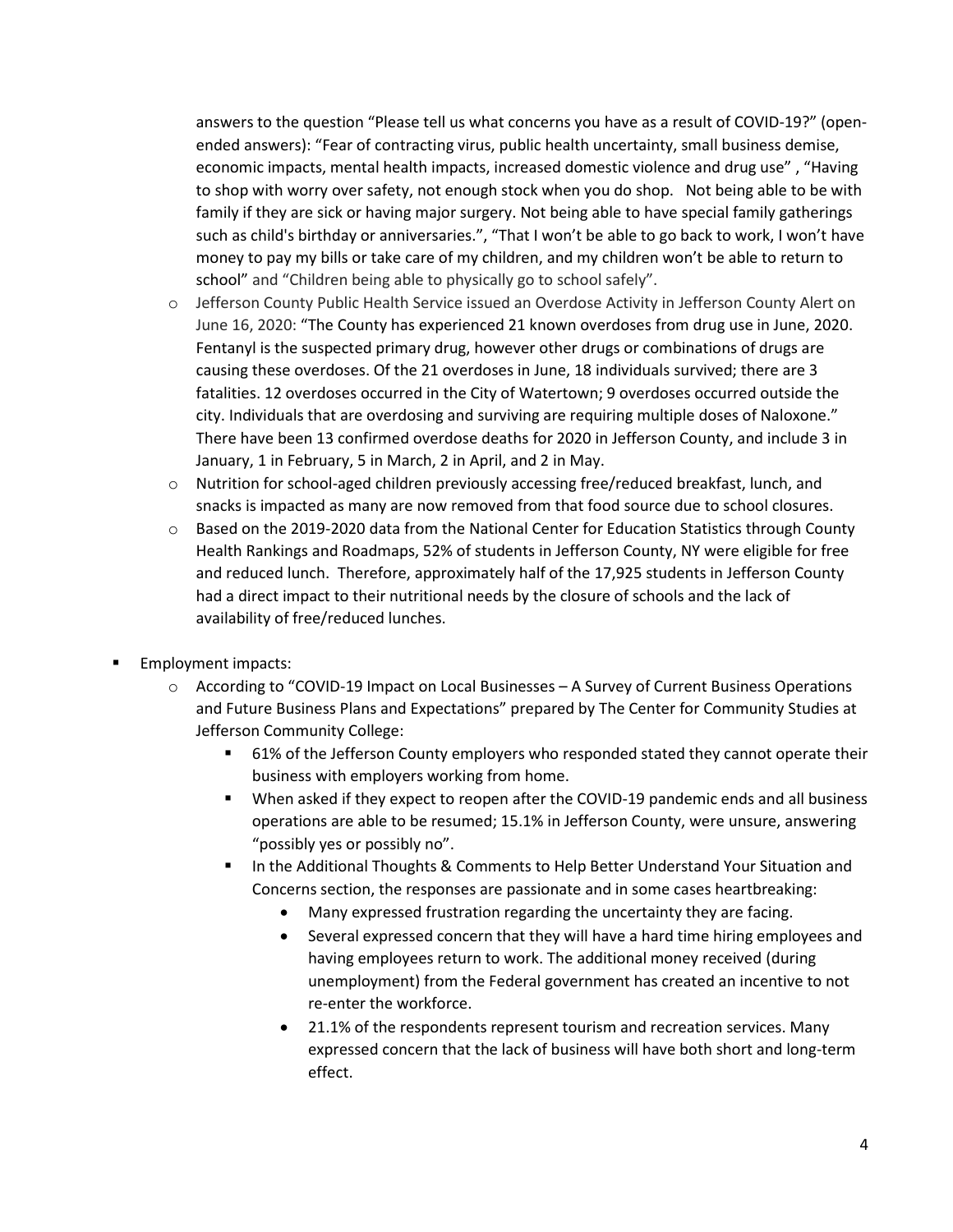answers to the question "Please tell us what concerns you have as a result of COVID-19?" (open-ended answers): "Fear of contracting virus, public health uncertainty, small business demise, economic impacts, mental health impacts, increased domestic violence and drug use" , "Having to shop with worry over safety, not enough stock when you do shop.   Not being able to be with family if they are sick or having major surgery. Not being able to have special family gatherings such as child's birthday or anniversaries.", "That I won't be able to go back to work, I won't have money to pay my bills or take care of my children, and my children won't be able to return to school" and "Children being able to physically go to school safely".

- Jefferson County Public Health Service issued an Overdose Activity in Jefferson County Alert on June 16, 2020: "The County has experienced 21 known overdoses from drug use in June, 2020. Fentanyl is the suspected primary drug, however other drugs or combinations of drugs are causing these overdoses. Of the 21 overdoses in June, 18 individuals survived; there are 3 fatalities. 12 overdoses occurred in the City of Watertown; 9 overdoses occurred outside the city. Individuals that are overdosing and surviving are requiring multiple doses of Naloxone." There have been 13 confirmed overdose deaths for 2020 in Jefferson County, and include 3 in January, 1 in February, 5 in March, 2 in April, and 2 in May.
- Nutrition for school-aged children previously accessing free/reduced breakfast, lunch, and snacks is impacted as many are now removed from that food source due to school closures.
- Based on the 2019-2020 data from the National Center for Education Statistics through County Health Rankings and Roadmaps, 52% of students in Jefferson County, NY were eligible for free and reduced lunch. Therefore, approximately half of the 17,925 students in Jefferson County had a direct impact to their nutritional needs by the closure of schools and the lack of availability of free/reduced lunches.

- Employment impacts:
  - According to "COVID-19 Impact on Local Businesses – A Survey of Current Business Operations and Future Business Plans and Expectations" prepared by The Center for Community Studies at Jefferson Community College:
    - 61% of the Jefferson County employers who responded stated they cannot operate their business with employers working from home.
    - When asked if they expect to reopen after the COVID-19 pandemic ends and all business operations are able to be resumed; 15.1% in Jefferson County, were unsure, answering "possibly yes or possibly no".
    - In the Additional Thoughts & Comments to Help Better Understand Your Situation and Concerns section, the responses are passionate and in some cases heartbreaking:
      - Many expressed frustration regarding the uncertainty they are facing.
      - Several expressed concern that they will have a hard time hiring employees and having employees return to work. The additional money received (during unemployment) from the Federal government has created an incentive to not re-enter the workforce.
      - 21.1% of the respondents represent tourism and recreation services. Many expressed concern that the lack of business will have both short and long-term effect.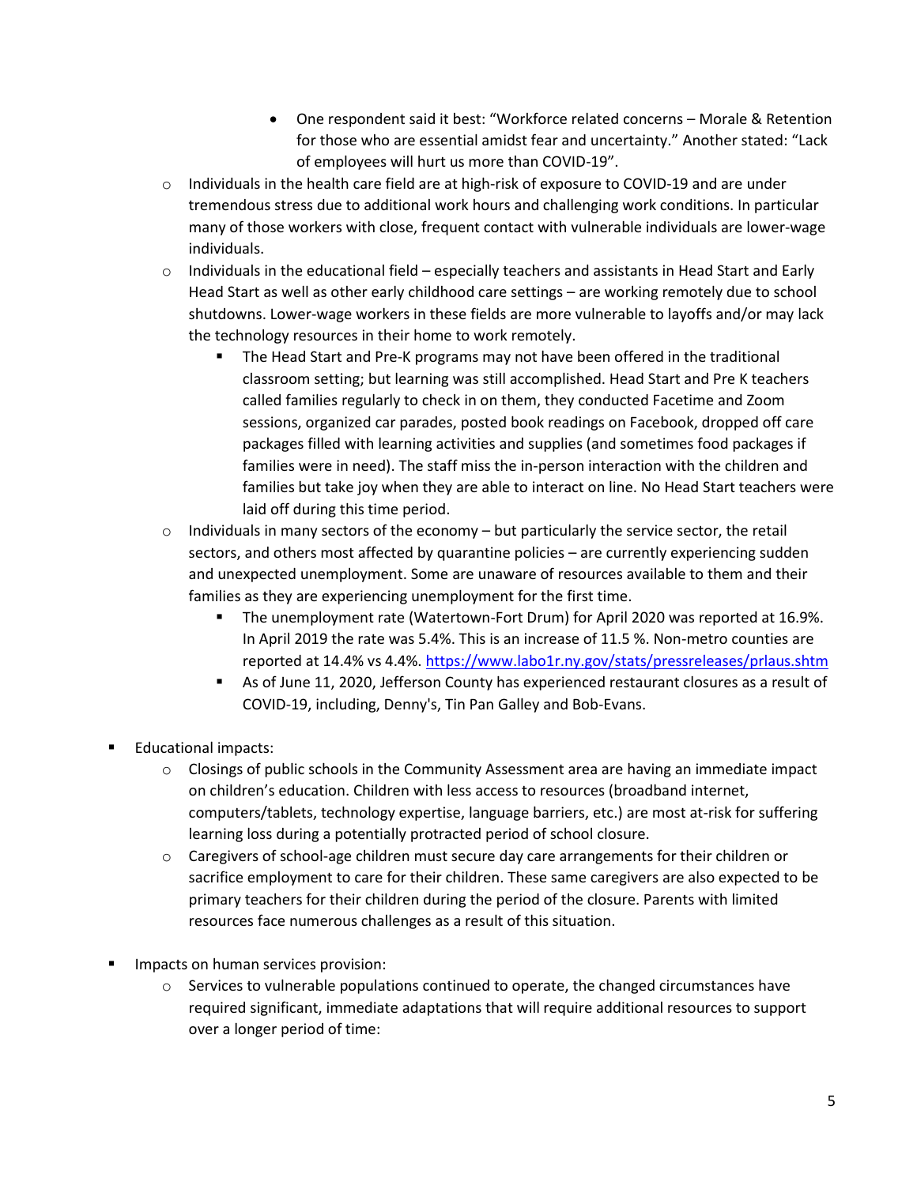- One respondent said it best: "Workforce related concerns – Morale & Retention for those who are essential amidst fear and uncertainty." Another stated: "Lack of employees will hurt us more than COVID-19".
    - Individuals in the health care field are at high-risk of exposure to COVID-19 and are under tremendous stress due to additional work hours and challenging work conditions. In particular many of those workers with close, frequent contact with vulnerable individuals are lower-wage individuals.
    - Individuals in the educational field – especially teachers and assistants in Head Start and Early Head Start as well as other early childhood care settings – are working remotely due to school shutdowns. Lower-wage workers in these fields are more vulnerable to layoffs and/or may lack the technology resources in their home to work remotely.
        - The Head Start and Pre-K programs may not have been offered in the traditional classroom setting; but learning was still accomplished. Head Start and Pre K teachers called families regularly to check in on them, they conducted Facetime and Zoom sessions, organized car parades, posted book readings on Facebook, dropped off care packages filled with learning activities and supplies (and sometimes food packages if families were in need). The staff miss the in-person interaction with the children and families but take joy when they are able to interact on line. No Head Start teachers were laid off during this time period.
    - Individuals in many sectors of the economy – but particularly the service sector, the retail sectors, and others most affected by quarantine policies – are currently experiencing sudden and unexpected unemployment. Some are unaware of resources available to them and their families as they are experiencing unemployment for the first time.
        - The unemployment rate (Watertown-Fort Drum) for April 2020 was reported at 16.9%. In April 2019 the rate was 5.4%. This is an increase of 11.5 %. Non-metro counties are reported at 14.4% vs 4.4%. [https://www.labo1r.ny.gov/stats/pressreleases/prlaus.shtm](https://www.labo1r.ny.gov/stats/pressreleases/prlaus.shtm)
        - As of June 11, 2020, Jefferson County has experienced restaurant closures as a result of COVID-19, including, Denny's, Tin Pan Galley and Bob-Evans.

- Educational impacts:
    - Closings of public schools in the Community Assessment area are having an immediate impact on children's education. Children with less access to resources (broadband internet, computers/tablets, technology expertise, language barriers, etc.) are most at-risk for suffering learning loss during a potentially protracted period of school closure.
    - Caregivers of school-age children must secure day care arrangements for their children or sacrifice employment to care for their children. These same caregivers are also expected to be primary teachers for their children during the period of the closure. Parents with limited resources face numerous challenges as a result of this situation.

- Impacts on human services provision:
    - Services to vulnerable populations continued to operate, the changed circumstances have required significant, immediate adaptations that will require additional resources to support over a longer period of time: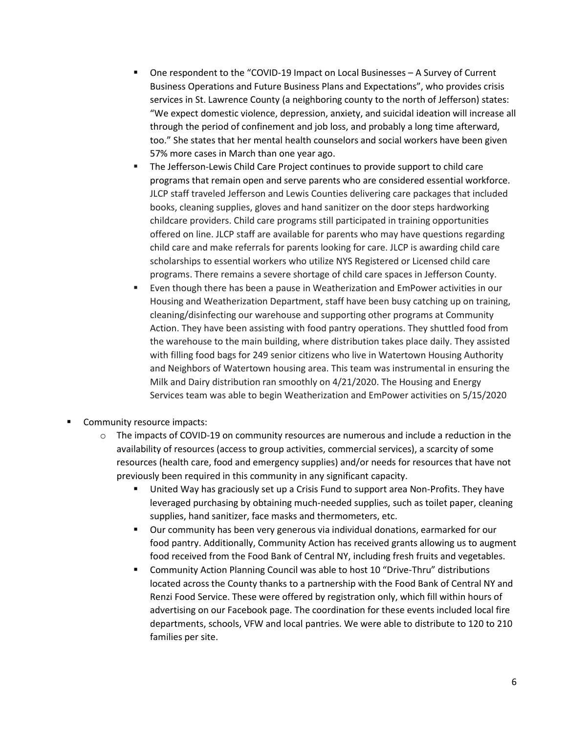- One respondent to the "COVID-19 Impact on Local Businesses – A Survey of Current Business Operations and Future Business Plans and Expectations", who provides crisis services in St. Lawrence County (a neighboring county to the north of Jefferson) states: "We expect domestic violence, depression, anxiety, and suicidal ideation will increase all through the period of confinement and job loss, and probably a long time afterward, too." She states that her mental health counselors and social workers have been given 57% more cases in March than one year ago.
    - The Jefferson-Lewis Child Care Project continues to provide support to child care programs that remain open and serve parents who are considered essential workforce. JLCP staff traveled Jefferson and Lewis Counties delivering care packages that included books, cleaning supplies, gloves and hand sanitizer on the door steps hardworking childcare providers. Child care programs still participated in training opportunities offered on line. JLCP staff are available for parents who may have questions regarding child care and make referrals for parents looking for care. JLCP is awarding child care scholarships to essential workers who utilize NYS Registered or Licensed child care programs. There remains a severe shortage of child care spaces in Jefferson County.
    - Even though there has been a pause in Weatherization and EmPower activities in our Housing and Weatherization Department, staff have been busy catching up on training, cleaning/disinfecting our warehouse and supporting other programs at Community Action. They have been assisting with food pantry operations. They shuttled food from the warehouse to the main building, where distribution takes place daily. They assisted with filling food bags for 249 senior citizens who live in Watertown Housing Authority and Neighbors of Watertown housing area. This team was instrumental in ensuring the Milk and Dairy distribution ran smoothly on 4/21/2020. The Housing and Energy Services team was able to begin Weatherization and EmPower activities on 5/15/2020

- Community resource impacts:
  - The impacts of COVID-19 on community resources are numerous and include a reduction in the availability of resources (access to group activities, commercial services), a scarcity of some resources (health care, food and emergency supplies) and/or needs for resources that have not previously been required in this community in any significant capacity.
    - United Way has graciously set up a Crisis Fund to support area Non-Profits. They have leveraged purchasing by obtaining much-needed supplies, such as toilet paper, cleaning supplies, hand sanitizer, face masks and thermometers, etc.
    - Our community has been very generous via individual donations, earmarked for our food pantry. Additionally, Community Action has received grants allowing us to augment food received from the Food Bank of Central NY, including fresh fruits and vegetables.
    - Community Action Planning Council was able to host 10 "Drive-Thru" distributions located across the County thanks to a partnership with the Food Bank of Central NY and Renzi Food Service. These were offered by registration only, which fill within hours of advertising on our Facebook page. The coordination for these events included local fire departments, schools, VFW and local pantries. We were able to distribute to 120 to 210 families per site.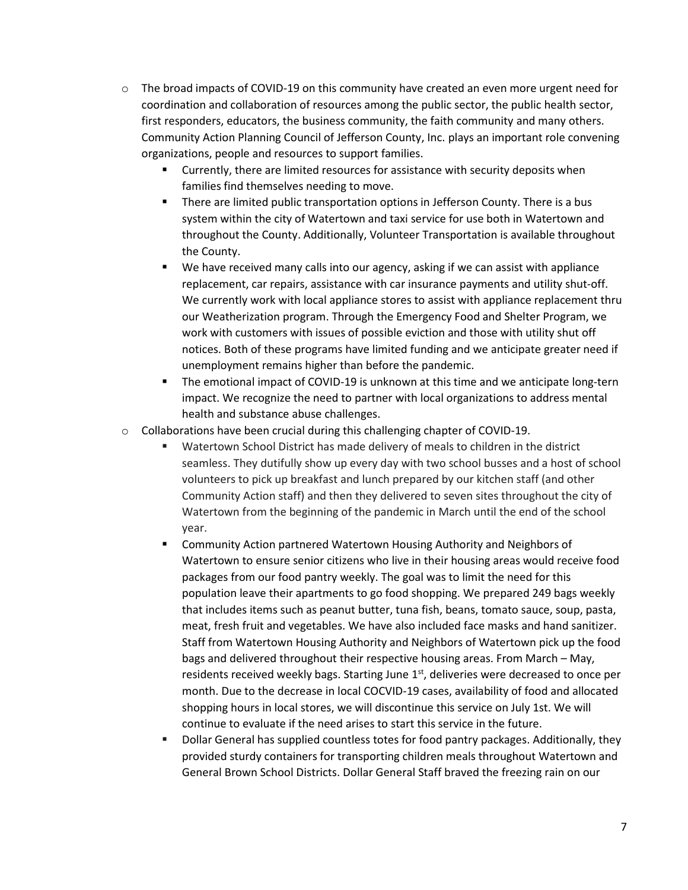- The broad impacts of COVID-19 on this community have created an even more urgent need for coordination and collaboration of resources among the public sector, the public health sector, first responders, educators, the business community, the faith community and many others. Community Action Planning Council of Jefferson County, Inc. plays an important role convening organizations, people and resources to support families.
  - Currently, there are limited resources for assistance with security deposits when families find themselves needing to move.
  - There are limited public transportation options in Jefferson County. There is a bus system within the city of Watertown and taxi service for use both in Watertown and throughout the County. Additionally, Volunteer Transportation is available throughout the County.
  - We have received many calls into our agency, asking if we can assist with appliance replacement, car repairs, assistance with car insurance payments and utility shut-off. We currently work with local appliance stores to assist with appliance replacement thru our Weatherization program. Through the Emergency Food and Shelter Program, we work with customers with issues of possible eviction and those with utility shut off notices. Both of these programs have limited funding and we anticipate greater need if unemployment remains higher than before the pandemic.
  - The emotional impact of COVID-19 is unknown at this time and we anticipate long-tern impact. We recognize the need to partner with local organizations to address mental health and substance abuse challenges.
- Collaborations have been crucial during this challenging chapter of COVID-19.
  - Watertown School District has made delivery of meals to children in the district seamless. They dutifully show up every day with two school busses and a host of school volunteers to pick up breakfast and lunch prepared by our kitchen staff (and other Community Action staff) and then they delivered to seven sites throughout the city of Watertown from the beginning of the pandemic in March until the end of the school year.
  - Community Action partnered Watertown Housing Authority and Neighbors of Watertown to ensure senior citizens who live in their housing areas would receive food packages from our food pantry weekly. The goal was to limit the need for this population leave their apartments to go food shopping. We prepared 249 bags weekly that includes items such as peanut butter, tuna fish, beans, tomato sauce, soup, pasta, meat, fresh fruit and vegetables. We have also included face masks and hand sanitizer. Staff from Watertown Housing Authority and Neighbors of Watertown pick up the food bags and delivered throughout their respective housing areas. From March – May, residents received weekly bags. Starting June 1st, deliveries were decreased to once per month. Due to the decrease in local COCVID-19 cases, availability of food and allocated shopping hours in local stores, we will discontinue this service on July 1st. We will continue to evaluate if the need arises to start this service in the future.
  - Dollar General has supplied countless totes for food pantry packages. Additionally, they provided sturdy containers for transporting children meals throughout Watertown and General Brown School Districts. Dollar General Staff braved the freezing rain on our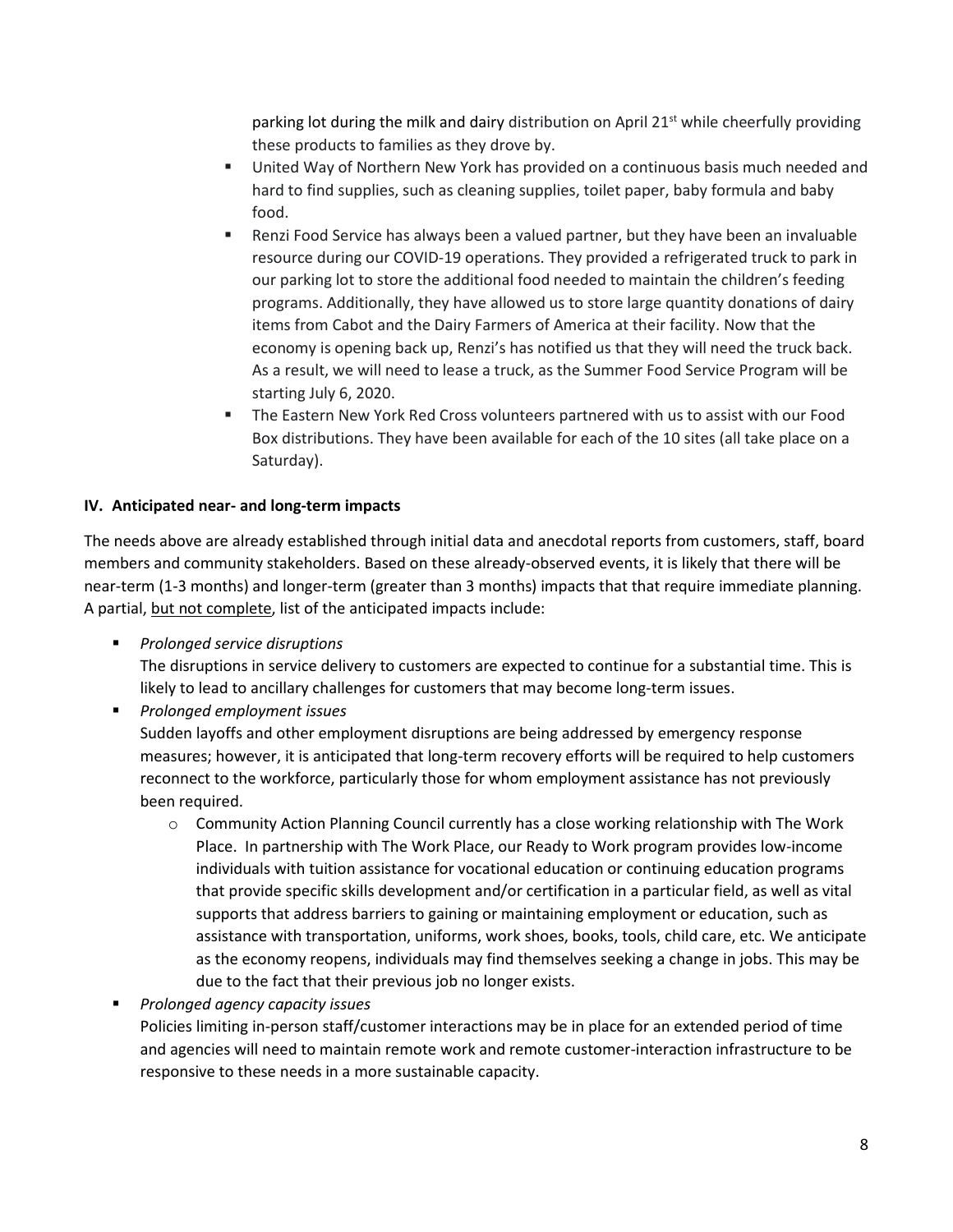parking lot during the milk and dairy distribution on April 21st while cheerfully providing these products to families as they drove by.

- United Way of Northern New York has provided on a continuous basis much needed and hard to find supplies, such as cleaning supplies, toilet paper, baby formula and baby food.
- Renzi Food Service has always been a valued partner, but they have been an invaluable resource during our COVID-19 operations. They provided a refrigerated truck to park in our parking lot to store the additional food needed to maintain the children's feeding programs. Additionally, they have allowed us to store large quantity donations of dairy items from Cabot and the Dairy Farmers of America at their facility. Now that the economy is opening back up, Renzi's has notified us that they will need the truck back. As a result, we will need to lease a truck, as the Summer Food Service Program will be starting July 6, 2020.
- The Eastern New York Red Cross volunteers partnered with us to assist with our Food Box distributions. They have been available for each of the 10 sites (all take place on a Saturday).

## IV. Anticipated near- and long-term impacts

The needs above are already established through initial data and anecdotal reports from customers, staff, board members and community stakeholders. Based on these already-observed events, it is likely that there will be near-term (1-3 months) and longer-term (greater than 3 months) impacts that that require immediate planning. A partial, but not complete, list of the anticipated impacts include:

- *Prolonged service disruptions*
  The disruptions in service delivery to customers are expected to continue for a substantial time. This is likely to lead to ancillary challenges for customers that may become long-term issues.
- *Prolonged employment issues*
  Sudden layoffs and other employment disruptions are being addressed by emergency response measures; however, it is anticipated that long-term recovery efforts will be required to help customers reconnect to the workforce, particularly those for whom employment assistance has not previously been required.
  - Community Action Planning Council currently has a close working relationship with The Work Place. In partnership with The Work Place, our Ready to Work program provides low-income individuals with tuition assistance for vocational education or continuing education programs that provide specific skills development and/or certification in a particular field, as well as vital supports that address barriers to gaining or maintaining employment or education, such as assistance with transportation, uniforms, work shoes, books, tools, child care, etc. We anticipate as the economy reopens, individuals may find themselves seeking a change in jobs. This may be due to the fact that their previous job no longer exists.
- *Prolonged agency capacity issues*
  Policies limiting in-person staff/customer interactions may be in place for an extended period of time and agencies will need to maintain remote work and remote customer-interaction infrastructure to be responsive to these needs in a more sustainable capacity.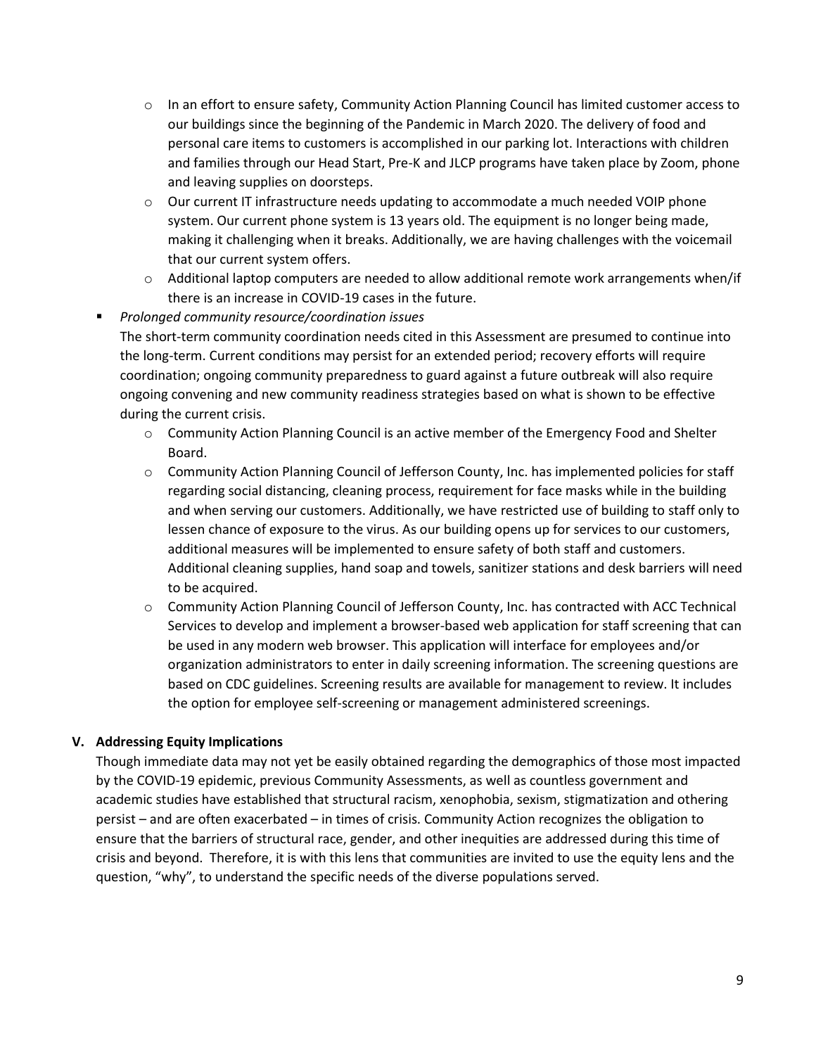- In an effort to ensure safety, Community Action Planning Council has limited customer access to our buildings since the beginning of the Pandemic in March 2020. The delivery of food and personal care items to customers is accomplished in our parking lot. Interactions with children and families through our Head Start, Pre-K and JLCP programs have taken place by Zoom, phone and leaving supplies on doorsteps.
  - Our current IT infrastructure needs updating to accommodate a much needed VOIP phone system. Our current phone system is 13 years old. The equipment is no longer being made, making it challenging when it breaks. Additionally, we are having challenges with the voicemail that our current system offers.
  - Additional laptop computers are needed to allow additional remote work arrangements when/if there is an increase in COVID-19 cases in the future.

- *Prolonged community resource/coordination issues*
  The short-term community coordination needs cited in this Assessment are presumed to continue into the long-term. Current conditions may persist for an extended period; recovery efforts will require coordination; ongoing community preparedness to guard against a future outbreak will also require ongoing convening and new community readiness strategies based on what is shown to be effective during the current crisis.
  - Community Action Planning Council is an active member of the Emergency Food and Shelter Board.
  - Community Action Planning Council of Jefferson County, Inc. has implemented policies for staff regarding social distancing, cleaning process, requirement for face masks while in the building and when serving our customers. Additionally, we have restricted use of building to staff only to lessen chance of exposure to the virus. As our building opens up for services to our customers, additional measures will be implemented to ensure safety of both staff and customers. Additional cleaning supplies, hand soap and towels, sanitizer stations and desk barriers will need to be acquired.
  - Community Action Planning Council of Jefferson County, Inc. has contracted with ACC Technical Services to develop and implement a browser-based web application for staff screening that can be used in any modern web browser. This application will interface for employees and/or organization administrators to enter in daily screening information. The screening questions are based on CDC guidelines. Screening results are available for management to review. It includes the option for employee self-screening or management administered screenings.

## V. Addressing Equity Implications

Though immediate data may not yet be easily obtained regarding the demographics of those most impacted by the COVID-19 epidemic, previous Community Assessments, as well as countless government and academic studies have established that structural racism, xenophobia, sexism, stigmatization and othering persist – and are often exacerbated – in times of crisis. Community Action recognizes the obligation to ensure that the barriers of structural race, gender, and other inequities are addressed during this time of crisis and beyond. Therefore, it is with this lens that communities are invited to use the equity lens and the question, "why", to understand the specific needs of the diverse populations served.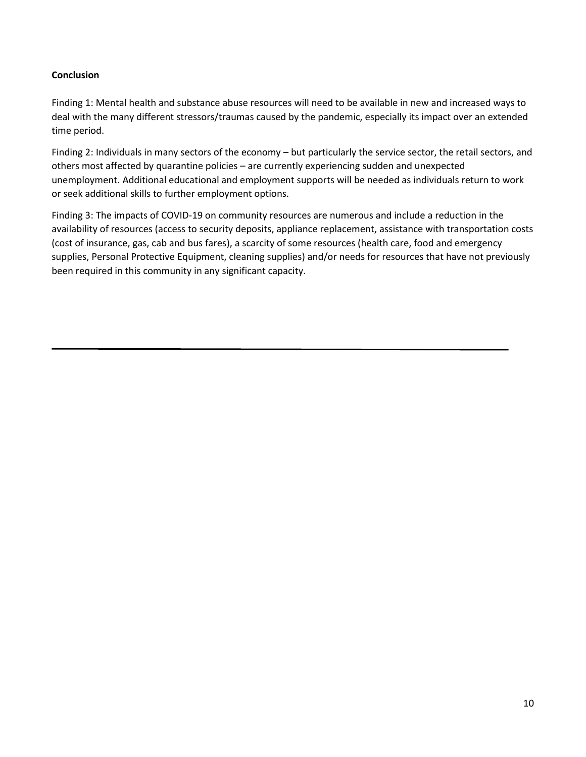**Conclusion**

Finding 1: Mental health and substance abuse resources will need to be available in new and increased ways to deal with the many different stressors/traumas caused by the pandemic, especially its impact over an extended time period.

Finding 2: Individuals in many sectors of the economy – but particularly the service sector, the retail sectors, and others most affected by quarantine policies – are currently experiencing sudden and unexpected unemployment. Additional educational and employment supports will be needed as individuals return to work or seek additional skills to further employment options.

Finding 3: The impacts of COVID-19 on community resources are numerous and include a reduction in the availability of resources (access to security deposits, appliance replacement, assistance with transportation costs (cost of insurance, gas, cab and bus fares), a scarcity of some resources (health care, food and emergency supplies, Personal Protective Equipment, cleaning supplies) and/or needs for resources that have not previously been required in this community in any significant capacity.

---